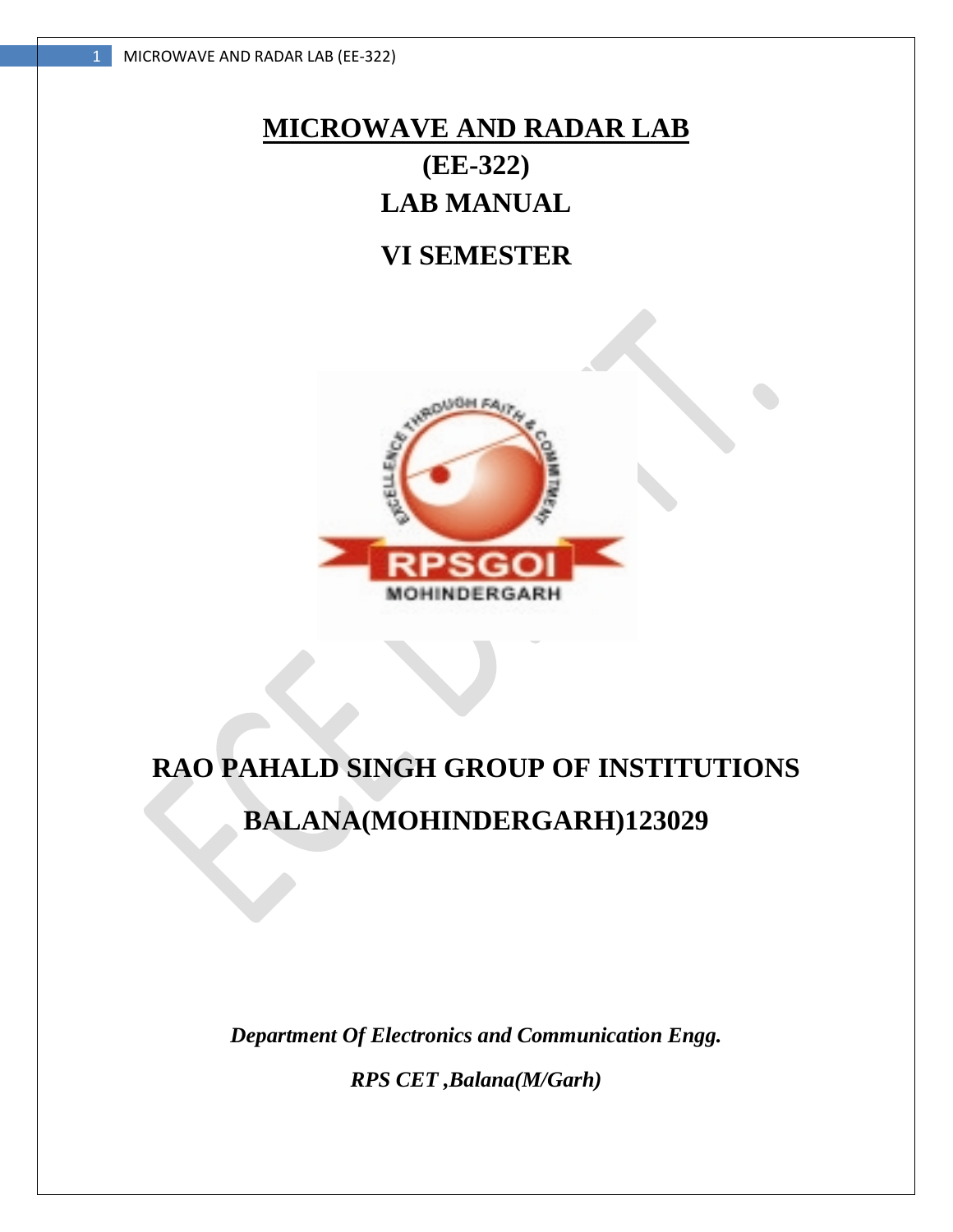# MICROWAVE AND RADAR LAB

## (EE-322)

## LAB MANUAL

## VI SEMESTER

# RAO PAHALD SINGH GROUP OF INSTITUTIONS

# BALANA(MOHINDERGARH)123029

***Department Of Electronics and Communication Engg.***

***RPS CET ,Balana(M/Garh)***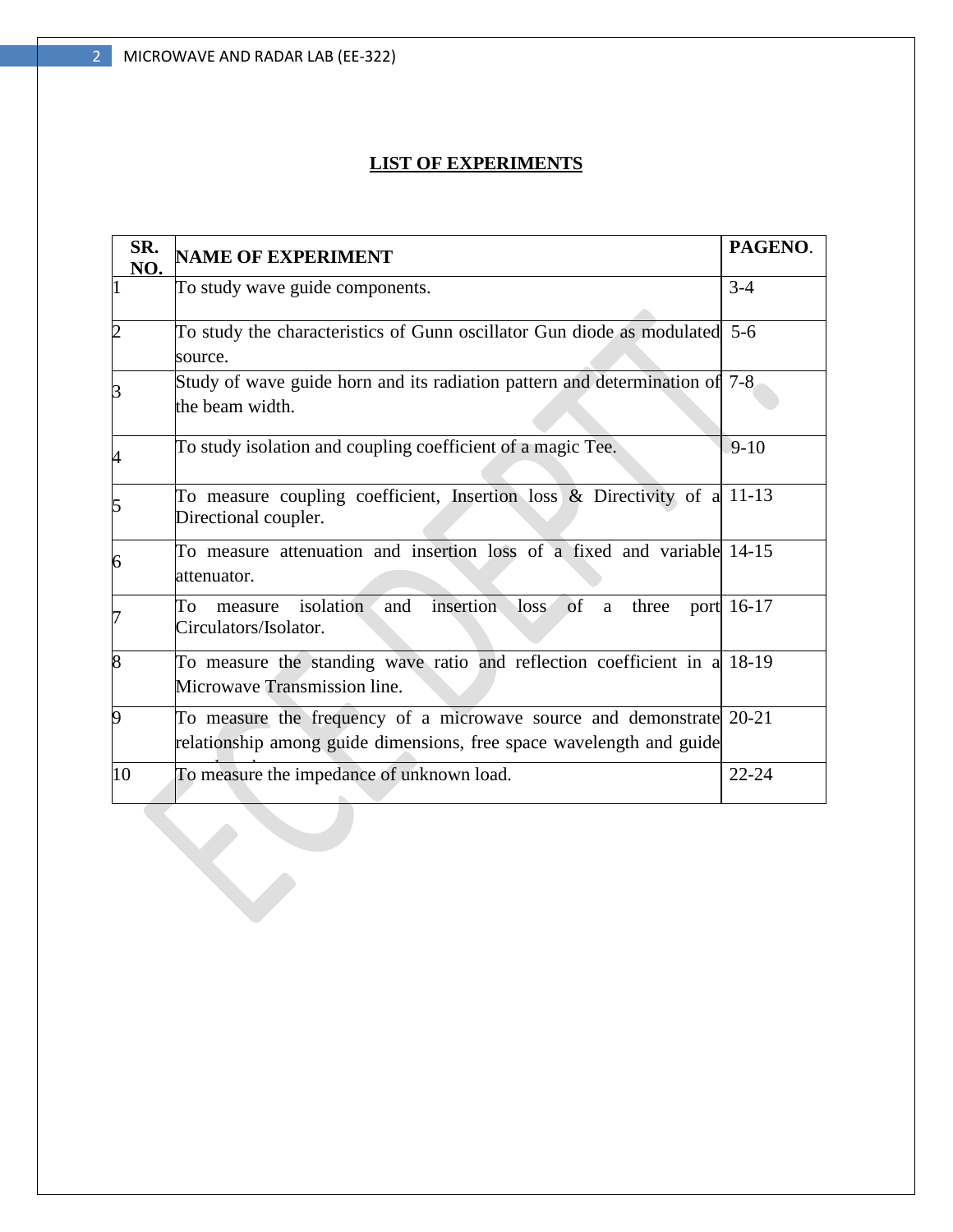## LIST OF EXPERIMENTS

| SR. NO. | NAME OF EXPERIMENT | PAGENO. |
|---|---|---|
| 1 | To study wave guide components. | 3-4 |
| 2 | To study the characteristics of Gunn oscillator Gun diode as modulated source. | 5-6 |
| 3 | Study of wave guide horn and its radiation pattern and determination of the beam width. | 7-8 |
| 4 | To study isolation and coupling coefficient of a magic Tee. | 9-10 |
| 5 | To measure coupling coefficient, Insertion loss & Directivity of a Directional coupler. | 11-13 |
| 6 | To measure attenuation and insertion loss of a fixed and variable attenuator. | 14-15 |
| 7 | To measure isolation and insertion loss of a three port Circulators/Isolator. | 16-17 |
| 8 | To measure the standing wave ratio and reflection coefficient in a Microwave Transmission line. | 18-19 |
| 9 | To measure the frequency of a microwave source and demonstrate relationship among guide dimensions, free space wavelength and guide | 20-21 |
| 10 | To measure the impedance of unknown load. | 22-24 |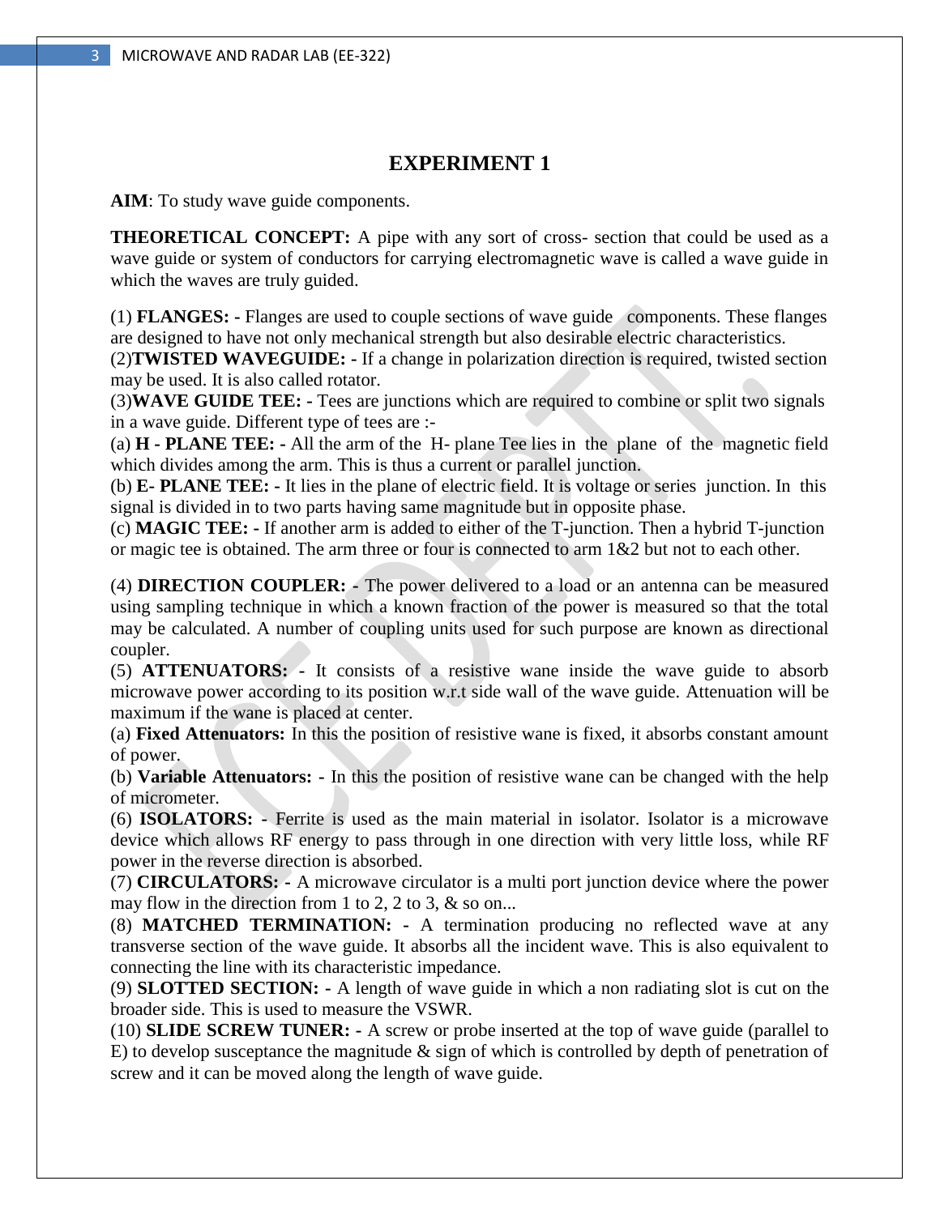# EXPERIMENT 1

**AIM**: To study wave guide components.

**THEORETICAL CONCEPT:** A pipe with any sort of cross- section that could be used as a wave guide or system of conductors for carrying electromagnetic wave is called a wave guide in which the waves are truly guided.

(1) **FLANGES: -** Flanges are used to couple sections of wave guide components. These flanges are designed to have not only mechanical strength but also desirable electric characteristics.
(2)**TWISTED WAVEGUIDE: -** If a change in polarization direction is required, twisted section may be used. It is also called rotator.
(3)**WAVE GUIDE TEE: -** Tees are junctions which are required to combine or split two signals in a wave guide. Different type of tees are :-
(a) **H - PLANE TEE: -** All the arm of the H- plane Tee lies in the plane of the magnetic field which divides among the arm. This is thus a current or parallel junction.
(b) **E- PLANE TEE: -** It lies in the plane of electric field. It is voltage or series junction. In this signal is divided in to two parts having same magnitude but in opposite phase.
(c) **MAGIC TEE: -** If another arm is added to either of the T-junction. Then a hybrid T-junction or magic tee is obtained. The arm three or four is connected to arm 1&2 but not to each other.

(4) **DIRECTION COUPLER: -** The power delivered to a load or an antenna can be measured using sampling technique in which a known fraction of the power is measured so that the total may be calculated. A number of coupling units used for such purpose are known as directional coupler.
(5) **ATTENUATORS: -** It consists of a resistive wane inside the wave guide to absorb microwave power according to its position w.r.t side wall of the wave guide. Attenuation will be maximum if the wane is placed at center.
(a) **Fixed Attenuators:** In this the position of resistive wane is fixed, it absorbs constant amount of power.
(b) **Variable Attenuators: -** In this the position of resistive wane can be changed with the help of micrometer.
(6) **ISOLATORS: -** Ferrite is used as the main material in isolator. Isolator is a microwave device which allows RF energy to pass through in one direction with very little loss, while RF power in the reverse direction is absorbed.
(7) **CIRCULATORS: -** A microwave circulator is a multi port junction device where the power may flow in the direction from 1 to 2, 2 to 3, & so on...
(8) **MATCHED TERMINATION: -** A termination producing no reflected wave at any transverse section of the wave guide. It absorbs all the incident wave. This is also equivalent to connecting the line with its characteristic impedance.
(9) **SLOTTED SECTION: -** A length of wave guide in which a non radiating slot is cut on the broader side. This is used to measure the VSWR.
(10) **SLIDE SCREW TUNER: -** A screw or probe inserted at the top of wave guide (parallel to E) to develop susceptance the magnitude & sign of which is controlled by depth of penetration of screw and it can be moved along the length of wave guide.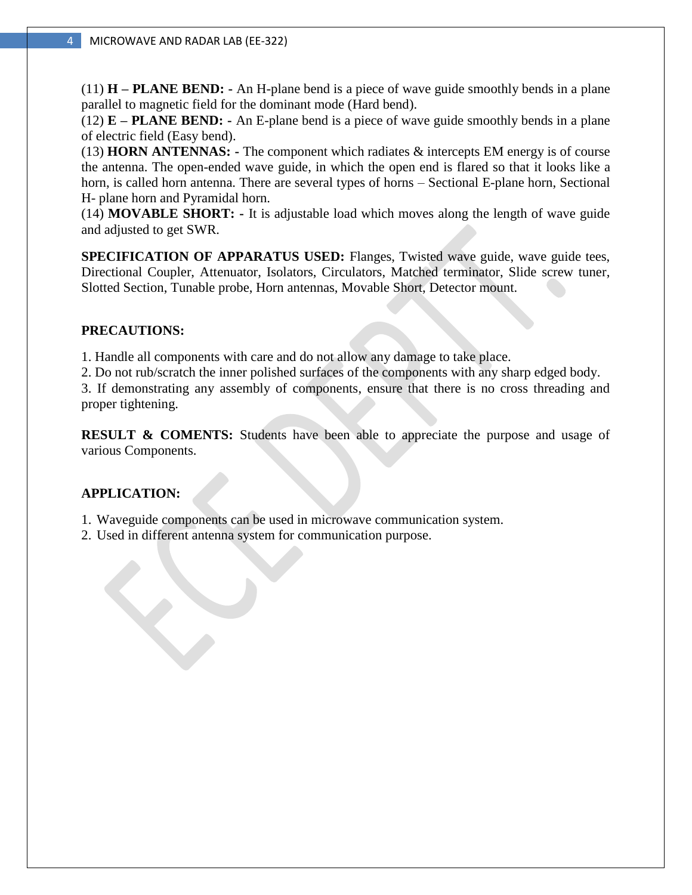(11) **H – PLANE BEND: -** An H-plane bend is a piece of wave guide smoothly bends in a plane parallel to magnetic field for the dominant mode (Hard bend).
(12) **E – PLANE BEND: -** An E-plane bend is a piece of wave guide smoothly bends in a plane of electric field (Easy bend).
(13) **HORN ANTENNAS: -** The component which radiates & intercepts EM energy is of course the antenna. The open-ended wave guide, in which the open end is flared so that it looks like a horn, is called horn antenna. There are several types of horns – Sectional E-plane horn, Sectional H- plane horn and Pyramidal horn.
(14) **MOVABLE SHORT: -** It is adjustable load which moves along the length of wave guide and adjusted to get SWR.

**SPECIFICATION OF APPARATUS USED:** Flanges, Twisted wave guide, wave guide tees, Directional Coupler, Attenuator, Isolators, Circulators, Matched terminator, Slide screw tuner, Slotted Section, Tunable probe, Horn antennas, Movable Short, Detector mount.

**PRECAUTIONS:**

1. Handle all components with care and do not allow any damage to take place.
2. Do not rub/scratch the inner polished surfaces of the components with any sharp edged body.
3. If demonstrating any assembly of components, ensure that there is no cross threading and proper tightening.

**RESULT & COMENTS:** Students have been able to appreciate the purpose and usage of various Components.

**APPLICATION:**

1. Waveguide components can be used in microwave communication system.
2. Used in different antenna system for communication purpose.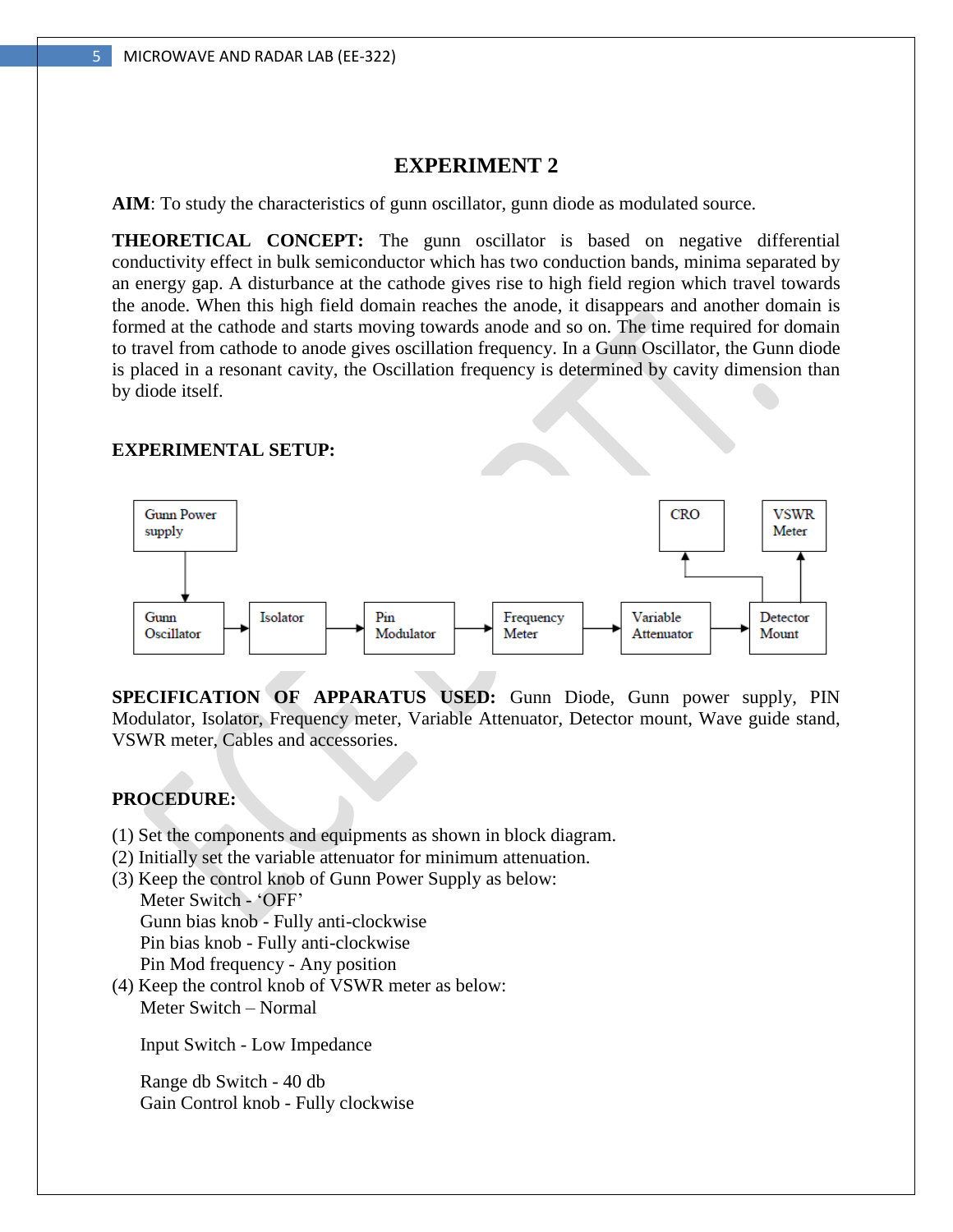# EXPERIMENT 2

**AIM**: To study the characteristics of gunn oscillator, gunn diode as modulated source.

**THEORETICAL CONCEPT:** The gunn oscillator is based on negative differential conductivity effect in bulk semiconductor which has two conduction bands, minima separated by an energy gap. A disturbance at the cathode gives rise to high field region which travel towards the anode. When this high field domain reaches the anode, it disappears and another domain is formed at the cathode and starts moving towards anode and so on. The time required for domain to travel from cathode to anode gives oscillation frequency. In a Gunn Oscillator, the Gunn diode is placed in a resonant cavity, the Oscillation frequency is determined by cavity dimension than by diode itself.

**EXPERIMENTAL SETUP:**

Gunn Power supply → Gunn Oscillator → Isolator → Pin Modulator → Frequency Meter → Variable Attenuator → Detector Mount → CRO / VSWR Meter

**SPECIFICATION OF APPARATUS USED:** Gunn Diode, Gunn power supply, PIN Modulator, Isolator, Frequency meter, Variable Attenuator, Detector mount, Wave guide stand, VSWR meter, Cables and accessories.

**PROCEDURE:**

(1) Set the components and equipments as shown in block diagram.
(2) Initially set the variable attenuator for minimum attenuation.
(3) Keep the control knob of Gunn Power Supply as below:
    Meter Switch - 'OFF'
    Gunn bias knob - Fully anti-clockwise
    Pin bias knob - Fully anti-clockwise
    Pin Mod frequency - Any position
(4) Keep the control knob of VSWR meter as below:
    Meter Switch – Normal

    Input Switch - Low Impedance

    Range db Switch - 40 db
    Gain Control knob - Fully clockwise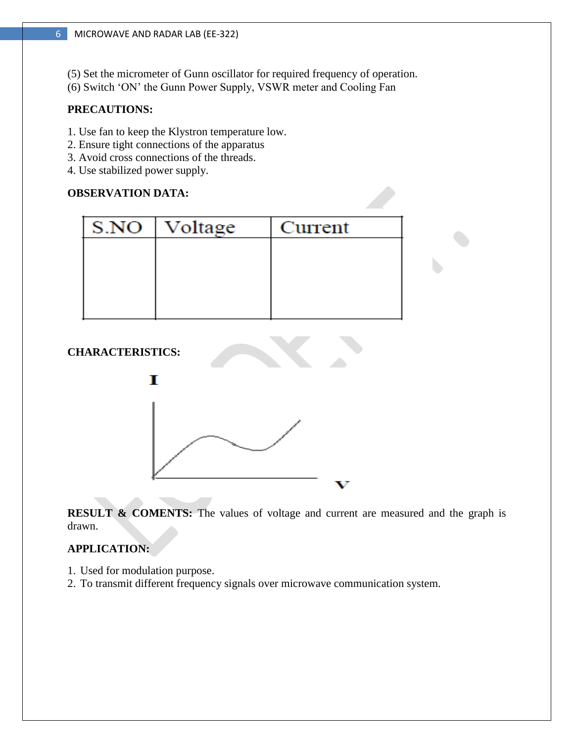(5) Set the micrometer of Gunn oscillator for required frequency of operation.
(6) Switch 'ON' the Gunn Power Supply, VSWR meter and Cooling Fan

**PRECAUTIONS:**

1. Use fan to keep the Klystron temperature low.
2. Ensure tight connections of the apparatus
3. Avoid cross connections of the threads.
4. Use stabilized power supply.

**OBSERVATION DATA:**

| S.NO | Voltage | Current |
|---|---|---|
| | | |

**CHARACTERISTICS:**

**RESULT & COMENTS:** The values of voltage and current are measured and the graph is drawn.

**APPLICATION:**

1. Used for modulation purpose.
2. To transmit different frequency signals over microwave communication system.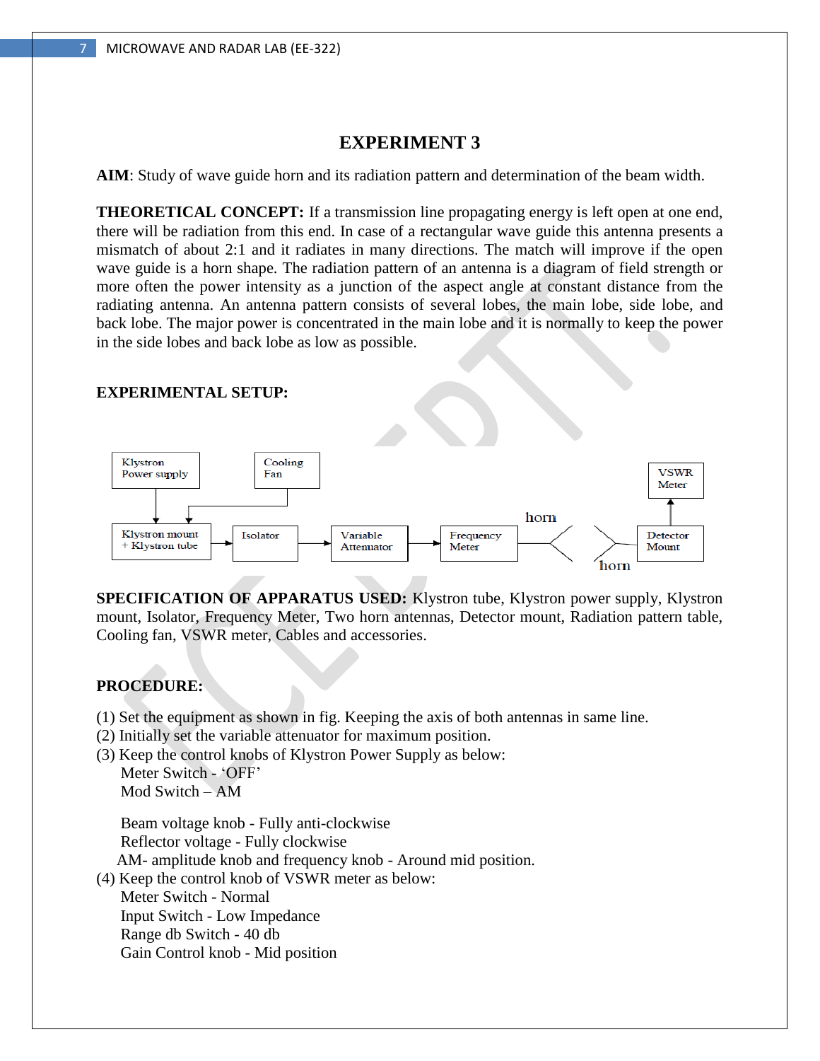# EXPERIMENT 3

**AIM**: Study of wave guide horn and its radiation pattern and determination of the beam width.

**THEORETICAL CONCEPT:** If a transmission line propagating energy is left open at one end, there will be radiation from this end. In case of a rectangular wave guide this antenna presents a mismatch of about 2:1 and it radiates in many directions. The match will improve if the open wave guide is a horn shape. The radiation pattern of an antenna is a diagram of field strength or more often the power intensity as a junction of the aspect angle at constant distance from the radiating antenna. An antenna pattern consists of several lobes, the main lobe, side lobe, and back lobe. The major power is concentrated in the main lobe and it is normally to keep the power in the side lobes and back lobe as low as possible.

**EXPERIMENTAL SETUP:**

Klystron Power supply → Klystron mount + Klystron tube ← Cooling Fan

Klystron mount + Klystron tube → Isolator → Variable Attenuator → Frequency Meter → horn    horn → Detector Mount → VSWR Meter

**SPECIFICATION OF APPARATUS USED:** Klystron tube, Klystron power supply, Klystron mount, Isolator, Frequency Meter, Two horn antennas, Detector mount, Radiation pattern table, Cooling fan, VSWR meter, Cables and accessories.

**PROCEDURE:**

(1) Set the equipment as shown in fig. Keeping the axis of both antennas in same line.
(2) Initially set the variable attenuator for maximum position.
(3) Keep the control knobs of Klystron Power Supply as below:
   Meter Switch - 'OFF'
   Mod Switch – AM

   Beam voltage knob - Fully anti-clockwise
   Reflector voltage - Fully clockwise
   AM- amplitude knob and frequency knob - Around mid position.
(4) Keep the control knob of VSWR meter as below:
   Meter Switch - Normal
   Input Switch - Low Impedance
   Range db Switch - 40 db
   Gain Control knob - Mid position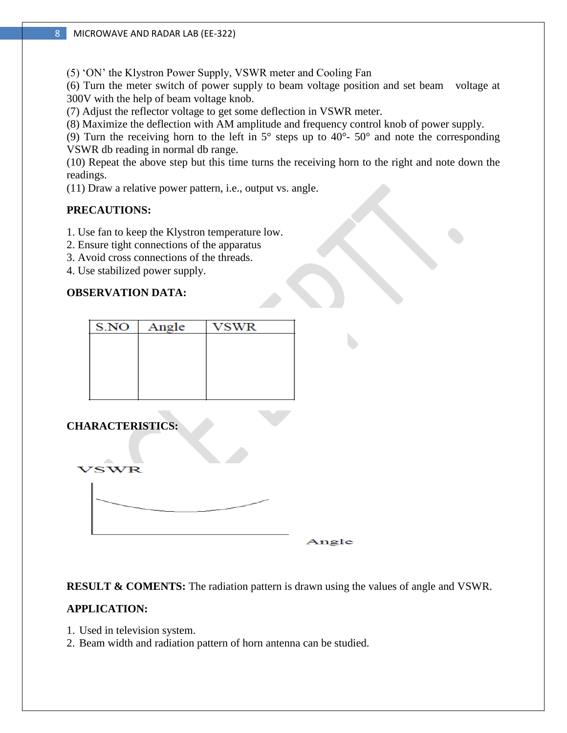(5) 'ON' the Klystron Power Supply, VSWR meter and Cooling Fan

(6) Turn the meter switch of power supply to beam voltage position and set beam voltage at 300V with the help of beam voltage knob.

(7) Adjust the reflector voltage to get some deflection in VSWR meter.

(8) Maximize the deflection with AM amplitude and frequency control knob of power supply.

(9) Turn the receiving horn to the left in 5° steps up to 40°- 50° and note the corresponding VSWR db reading in normal db range.

(10) Repeat the above step but this time turns the receiving horn to the right and note down the readings.

(11) Draw a relative power pattern, i.e., output vs. angle.

**PRECAUTIONS:**

1. Use fan to keep the Klystron temperature low.
2. Ensure tight connections of the apparatus
3. Avoid cross connections of the threads.
4. Use stabilized power supply.

**OBSERVATION DATA:**

| S.NO | Angle | VSWR |
|---|---|---|
| | | |

**CHARACTERISTICS:**

VSWR

Angle

**RESULT & COMENTS:** The radiation pattern is drawn using the values of angle and VSWR.

**APPLICATION:**

1. Used in television system.
2. Beam width and radiation pattern of horn antenna can be studied.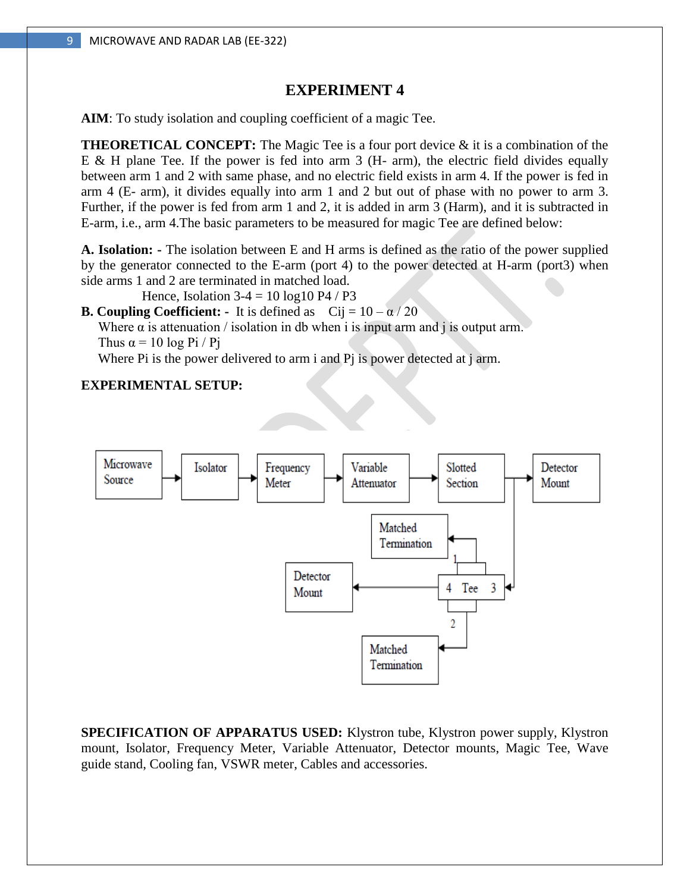# EXPERIMENT 4

**AIM**: To study isolation and coupling coefficient of a magic Tee.

**THEORETICAL CONCEPT:** The Magic Tee is a four port device & it is a combination of the E & H plane Tee. If the power is fed into arm 3 (H- arm), the electric field divides equally between arm 1 and 2 with same phase, and no electric field exists in arm 4. If the power is fed in arm 4 (E- arm), it divides equally into arm 1 and 2 but out of phase with no power to arm 3. Further, if the power is fed from arm 1 and 2, it is added in arm 3 (Harm), and it is subtracted in E-arm, i.e., arm 4.The basic parameters to be measured for magic Tee are defined below:

**A. Isolation: -** The isolation between E and H arms is defined as the ratio of the power supplied by the generator connected to the E-arm (port 4) to the power detected at H-arm (port3) when side arms 1 and 2 are terminated in matched load.

Hence, Isolation 3-4 = $10 \log_{10} P4 / P3$

**B. Coupling Coefficient: -** It is defined as $C_{ij} = 10^{-\alpha / 20}$

Where $\alpha$ is attenuation / isolation in db when i is input arm and j is output arm.

Thus $\alpha = 10 \log P_i / P_j$

Where $P_i$ is the power delivered to arm i and $P_j$ is power detected at j arm.

**EXPERIMENTAL SETUP:**

Microwave Source → Isolator → Frequency Meter → Variable Attenuator → Slotted Section → Detector Mount

Slotted Section → Tee (port 3); Tee port 1 → Matched Termination; Tee port 2 → Matched Termination; Tee port 4 → Detector Mount

**SPECIFICATION OF APPARATUS USED:** Klystron tube, Klystron power supply, Klystron mount, Isolator, Frequency Meter, Variable Attenuator, Detector mounts, Magic Tee, Wave guide stand, Cooling fan, VSWR meter, Cables and accessories.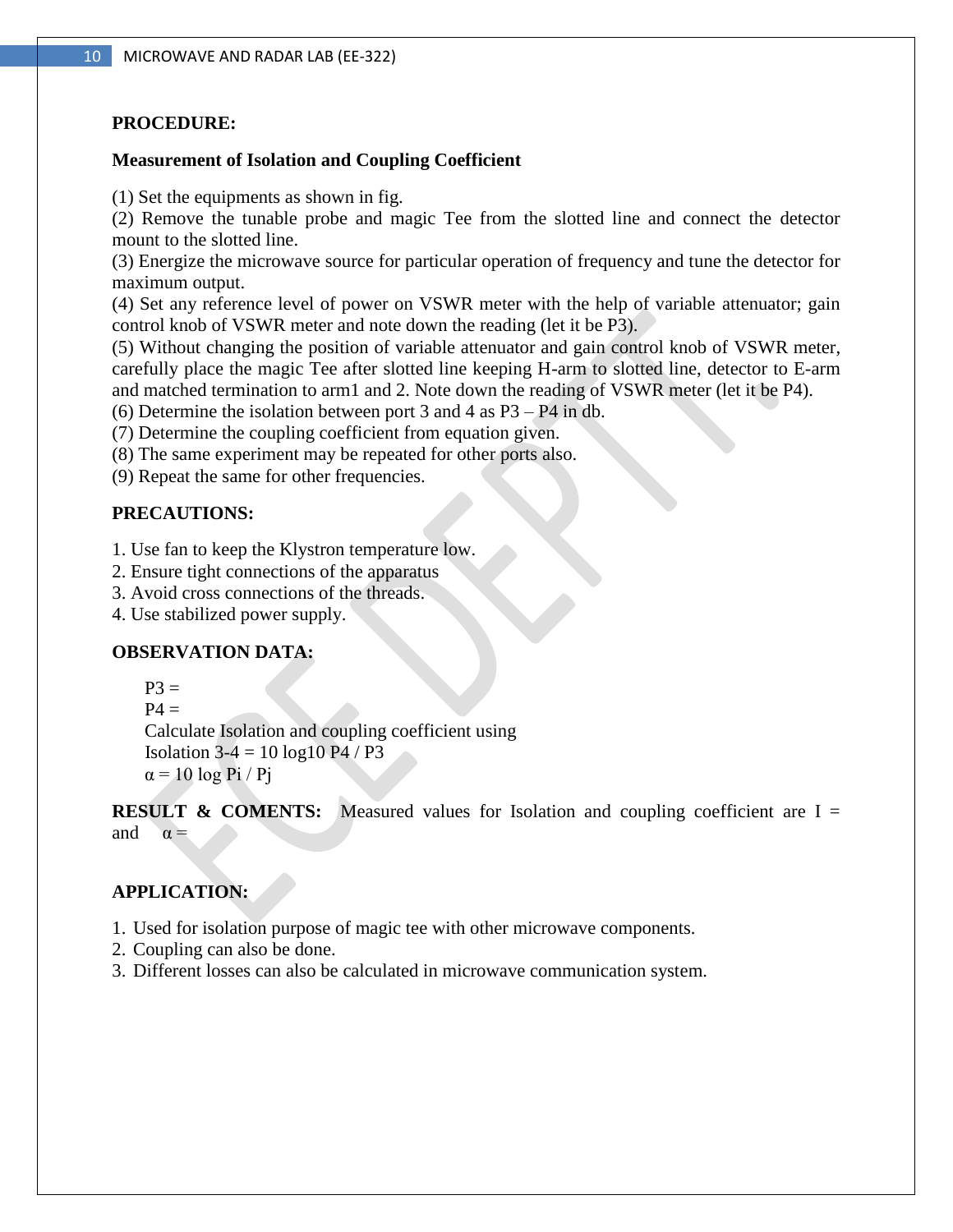**PROCEDURE:**

**Measurement of Isolation and Coupling Coefficient**

(1) Set the equipments as shown in fig.
(2) Remove the tunable probe and magic Tee from the slotted line and connect the detector mount to the slotted line.
(3) Energize the microwave source for particular operation of frequency and tune the detector for maximum output.
(4) Set any reference level of power on VSWR meter with the help of variable attenuator; gain control knob of VSWR meter and note down the reading (let it be P3).
(5) Without changing the position of variable attenuator and gain control knob of VSWR meter, carefully place the magic Tee after slotted line keeping H-arm to slotted line, detector to E-arm and matched termination to arm1 and 2. Note down the reading of VSWR meter (let it be P4).
(6) Determine the isolation between port 3 and 4 as P3 – P4 in db.
(7) Determine the coupling coefficient from equation given.
(8) The same experiment may be repeated for other ports also.
(9) Repeat the same for other frequencies.

**PRECAUTIONS:**

1. Use fan to keep the Klystron temperature low.
2. Ensure tight connections of the apparatus
3. Avoid cross connections of the threads.
4. Use stabilized power supply.

**OBSERVATION DATA:**

P3 =
P4 =
Calculate Isolation and coupling coefficient using
Isolation 3-4 = 10 log10 P4 / P3
$\alpha$ = 10 log Pi / Pj

**RESULT & COMENTS:** Measured values for Isolation and coupling coefficient are I = and $\alpha$ =

**APPLICATION:**

1. Used for isolation purpose of magic tee with other microwave components.
2. Coupling can also be done.
3. Different losses can also be calculated in microwave communication system.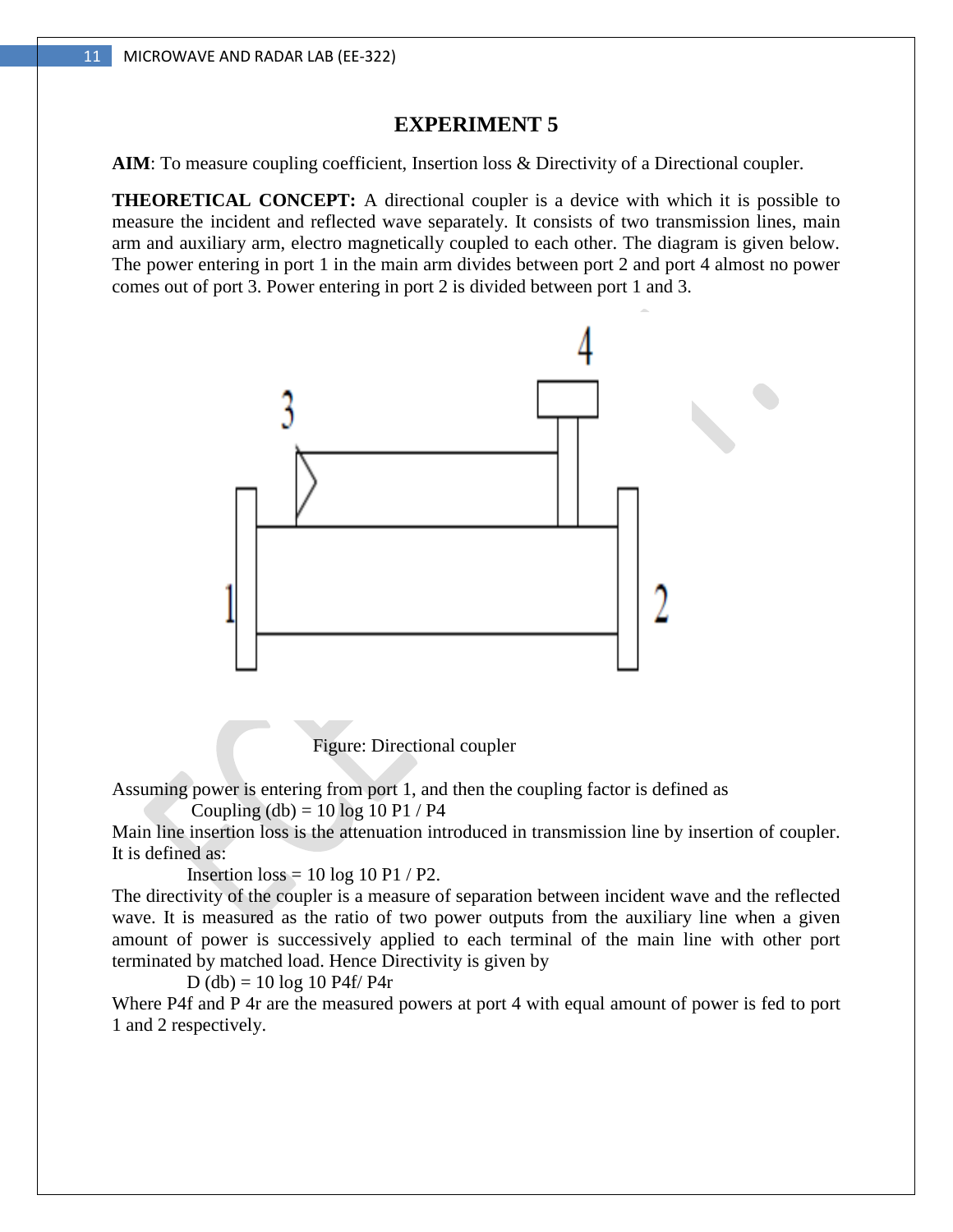# EXPERIMENT 5

**AIM**: To measure coupling coefficient, Insertion loss & Directivity of a Directional coupler.

**THEORETICAL CONCEPT:** A directional coupler is a device with which it is possible to measure the incident and reflected wave separately. It consists of two transmission lines, main arm and auxiliary arm, electro magnetically coupled to each other. The diagram is given below. The power entering in port 1 in the main arm divides between port 2 and port 4 almost no power comes out of port 3. Power entering in port 2 is divided between port 1 and 3.

Figure: Directional coupler

Assuming power is entering from port 1, and then the coupling factor is defined as

$$\text{Coupling (db)} = 10 \log_{10} P1 / P4$$

Main line insertion loss is the attenuation introduced in transmission line by insertion of coupler. It is defined as:

$$\text{Insertion loss} = 10 \log_{10} P1 / P2.$$

The directivity of the coupler is a measure of separation between incident wave and the reflected wave. It is measured as the ratio of two power outputs from the auxiliary line when a given amount of power is successively applied to each terminal of the main line with other port terminated by matched load. Hence Directivity is given by

$$D \text{ (db)} = 10 \log_{10} P4f / P4r$$

Where P4f and P 4r are the measured powers at port 4 with equal amount of power is fed to port 1 and 2 respectively.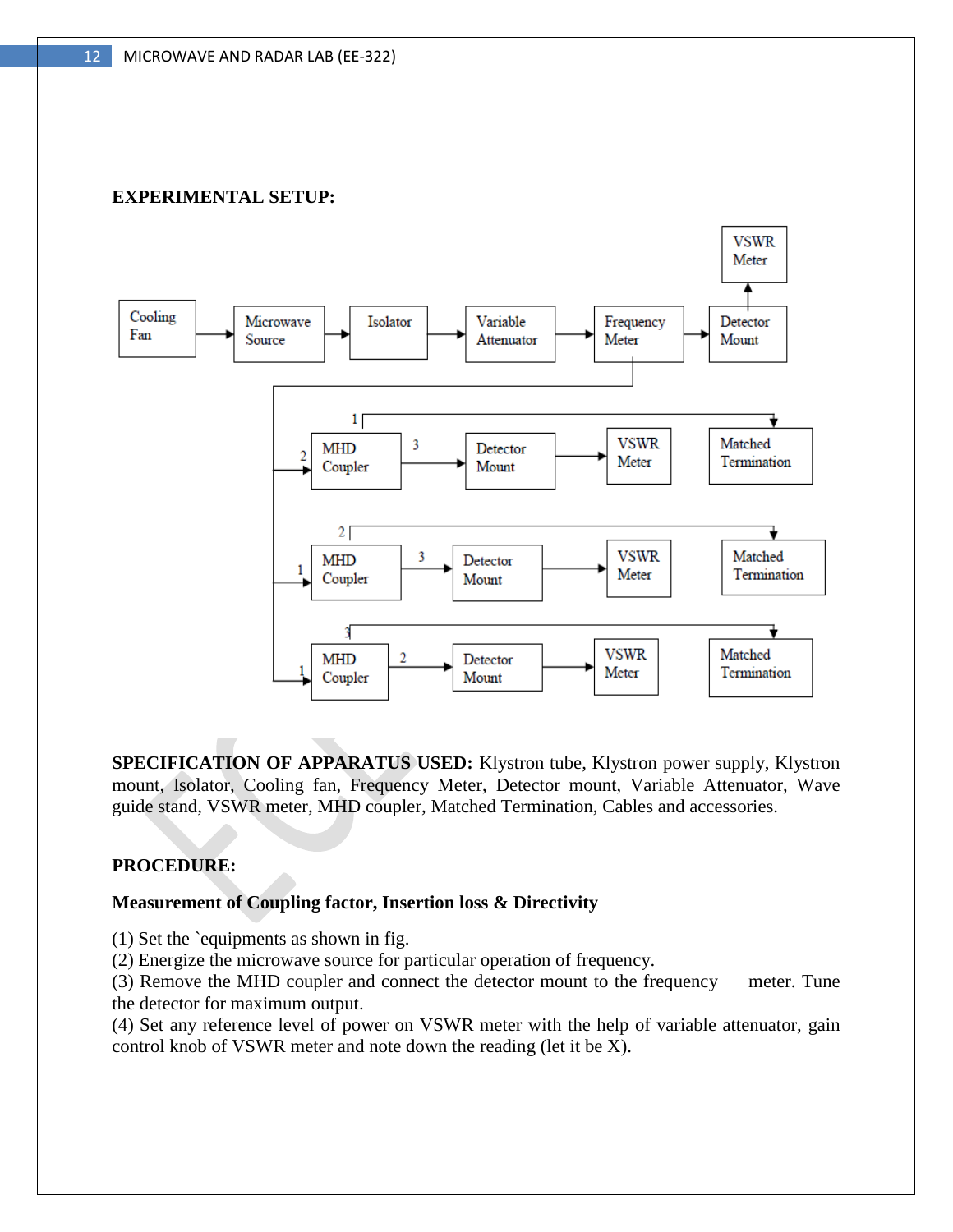**EXPERIMENTAL SETUP:**

**SPECIFICATION OF APPARATUS USED:** Klystron tube, Klystron power supply, Klystron mount, Isolator, Cooling fan, Frequency Meter, Detector mount, Variable Attenuator, Wave guide stand, VSWR meter, MHD coupler, Matched Termination, Cables and accessories.

**PROCEDURE:**

**Measurement of Coupling factor, Insertion loss & Directivity**

(1) Set the `equipments as shown in fig.
(2) Energize the microwave source for particular operation of frequency.
(3) Remove the MHD coupler and connect the detector mount to the frequency meter. Tune the detector for maximum output.
(4) Set any reference level of power on VSWR meter with the help of variable attenuator, gain control knob of VSWR meter and note down the reading (let it be X).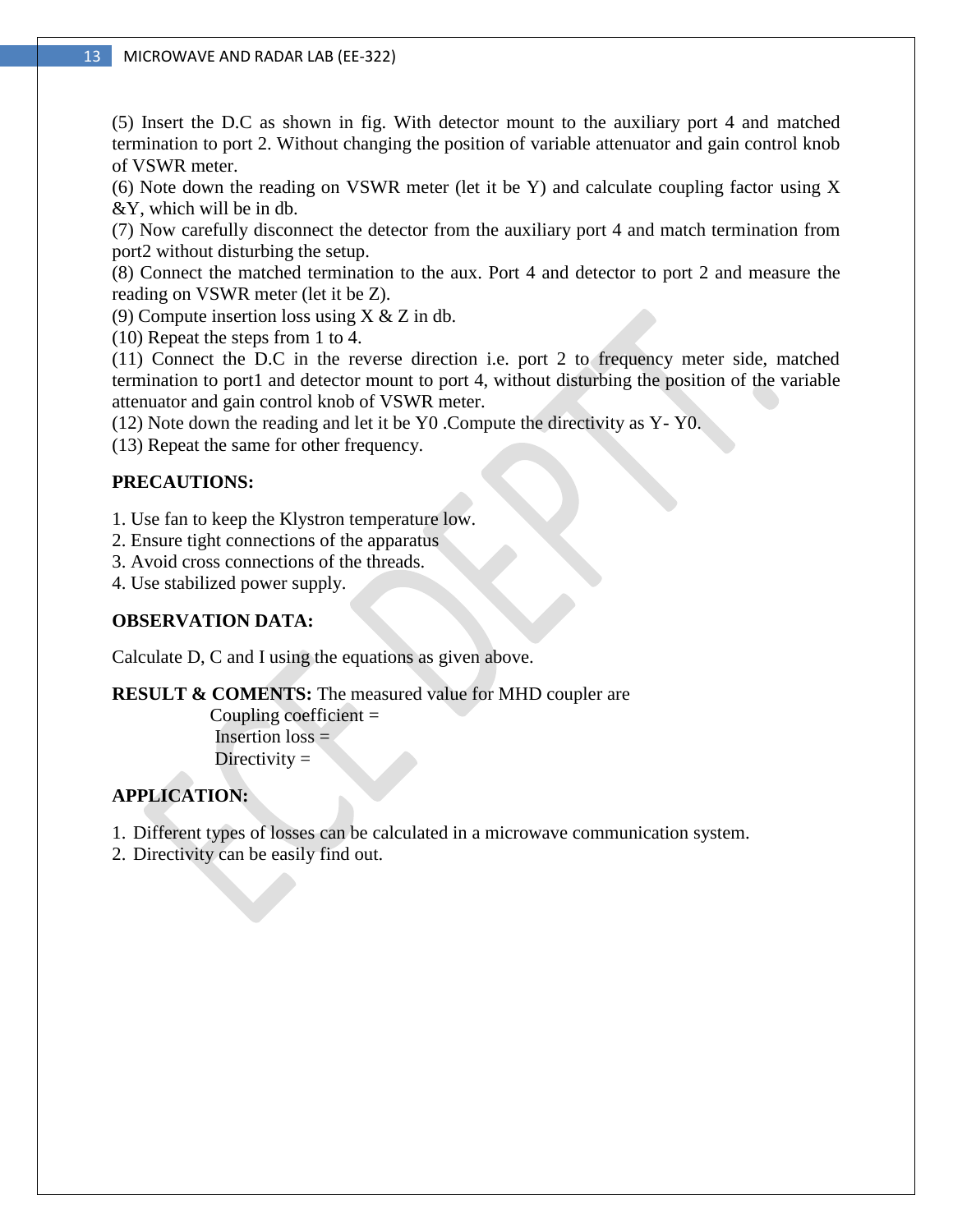(5) Insert the D.C as shown in fig. With detector mount to the auxiliary port 4 and matched termination to port 2. Without changing the position of variable attenuator and gain control knob of VSWR meter.

(6) Note down the reading on VSWR meter (let it be Y) and calculate coupling factor using X &Y, which will be in db.

(7) Now carefully disconnect the detector from the auxiliary port 4 and match termination from port2 without disturbing the setup.

(8) Connect the matched termination to the aux. Port 4 and detector to port 2 and measure the reading on VSWR meter (let it be Z).

(9) Compute insertion loss using X & Z in db.

(10) Repeat the steps from 1 to 4.

(11) Connect the D.C in the reverse direction i.e. port 2 to frequency meter side, matched termination to port1 and detector mount to port 4, without disturbing the position of the variable attenuator and gain control knob of VSWR meter.

(12) Note down the reading and let it be $Y_0$ .Compute the directivity as $Y- Y_0$.

(13) Repeat the same for other frequency.

**PRECAUTIONS:**

1. Use fan to keep the Klystron temperature low.
2. Ensure tight connections of the apparatus
3. Avoid cross connections of the threads.
4. Use stabilized power supply.

**OBSERVATION DATA:**

Calculate D, C and I using the equations as given above.

**RESULT & COMENTS:** The measured value for MHD coupler are

Coupling coefficient =

Insertion loss =

Directivity =

**APPLICATION:**

1. Different types of losses can be calculated in a microwave communication system.
2. Directivity can be easily find out.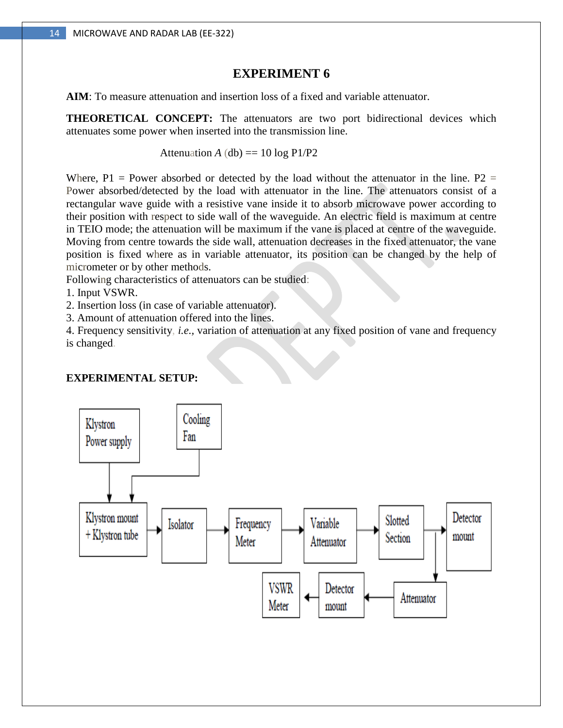# EXPERIMENT 6

**AIM**: To measure attenuation and insertion loss of a fixed and variable attenuator.

**THEORETICAL CONCEPT:** The attenuators are two port bidirectional devices which attenuates some power when inserted into the transmission line.

$$\text{Attenuation } A \text{ (db)} == 10 \log P1/P2$$

Where, P1 = Power absorbed or detected by the load without the attenuator in the line. P2 = Power absorbed/detected by the load with attenuator in the line. The attenuators consist of a rectangular wave guide with a resistive vane inside it to absorb microwave power according to their position with respect to side wall of the waveguide. An electric field is maximum at centre in TEIO mode; the attenuation will be maximum if the vane is placed at centre of the waveguide. Moving from centre towards the side wall, attenuation decreases in the fixed attenuator, the vane position is fixed where as in variable attenuator, its position can be changed by the help of micrometer or by other methods.

Following characteristics of attenuators can be studied:

1. Input VSWR.
2. Insertion loss (in case of variable attenuator).
3. Amount of attenuation offered into the lines.
4. Frequency sensitivity, *i.e.*, variation of attenuation at any fixed position of vane and frequency is changed.

**EXPERIMENTAL SETUP:**

Klystron Power supply → Klystron mount + Klystron tube ← Cooling Fan

Klystron mount + Klystron tube → Isolator → Frequency Meter → Variable Attenuator → Slotted Section → Detector mount

Slotted Section → Attenuator → Detector mount → VSWR Meter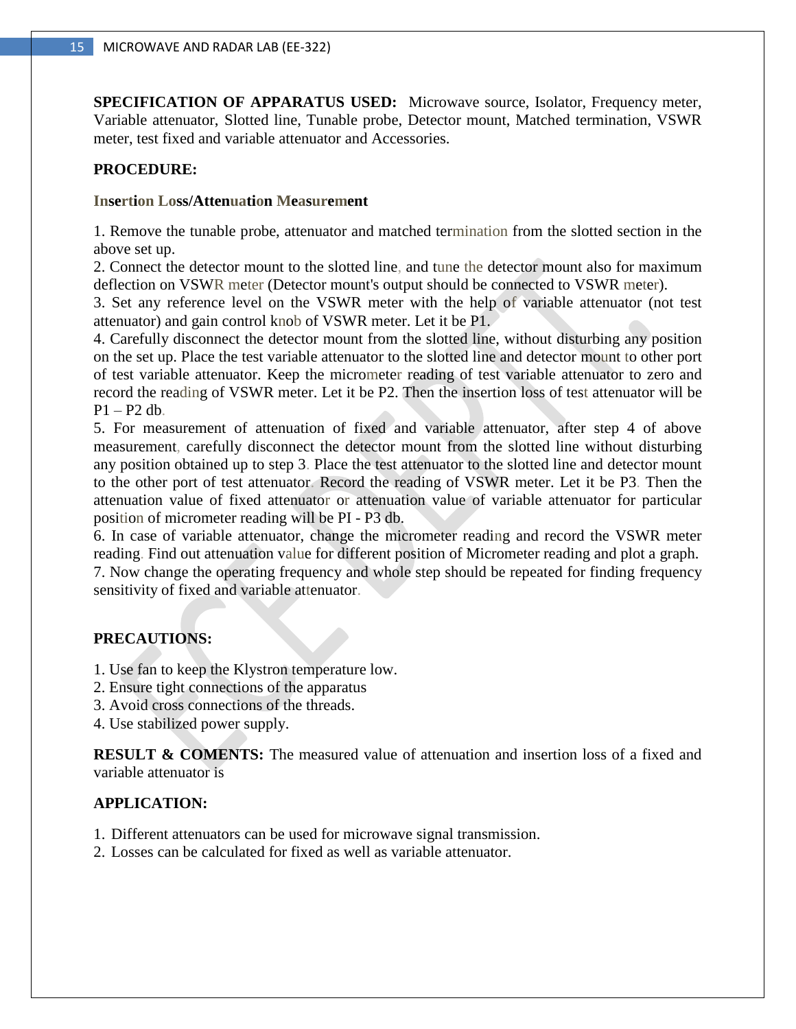**SPECIFICATION OF APPARATUS USED:** Microwave source, Isolator, Frequency meter, Variable attenuator, Slotted line, Tunable probe, Detector mount, Matched termination, VSWR meter, test fixed and variable attenuator and Accessories.

**PROCEDURE:**

**Insertion Loss/Attenuation Measurement**

1. Remove the tunable probe, attenuator and matched termination from the slotted section in the above set up.
2. Connect the detector mount to the slotted line, and tune the detector mount also for maximum deflection on VSWR meter (Detector mount's output should be connected to VSWR meter).
3. Set any reference level on the VSWR meter with the help of variable attenuator (not test attenuator) and gain control knob of VSWR meter. Let it be P1.
4. Carefully disconnect the detector mount from the slotted line, without disturbing any position on the set up. Place the test variable attenuator to the slotted line and detector mount to other port of test variable attenuator. Keep the micrometer reading of test variable attenuator to zero and record the reading of VSWR meter. Let it be P2. Then the insertion loss of test attenuator will be P1 – P2 db.
5. For measurement of attenuation of fixed and variable attenuator, after step 4 of above measurement, carefully disconnect the detector mount from the slotted line without disturbing any position obtained up to step 3. Place the test attenuator to the slotted line and detector mount to the other port of test attenuator. Record the reading of VSWR meter. Let it be P3. Then the attenuation value of fixed attenuator or attenuation value of variable attenuator for particular position of micrometer reading will be PI - P3 db.
6. In case of variable attenuator, change the micrometer reading and record the VSWR meter reading. Find out attenuation value for different position of Micrometer reading and plot a graph.
7. Now change the operating frequency and whole step should be repeated for finding frequency sensitivity of fixed and variable attenuator.

**PRECAUTIONS:**

1. Use fan to keep the Klystron temperature low.
2. Ensure tight connections of the apparatus
3. Avoid cross connections of the threads.
4. Use stabilized power supply.

**RESULT & COMENTS:** The measured value of attenuation and insertion loss of a fixed and variable attenuator is

**APPLICATION:**

1. Different attenuators can be used for microwave signal transmission.
2. Losses can be calculated for fixed as well as variable attenuator.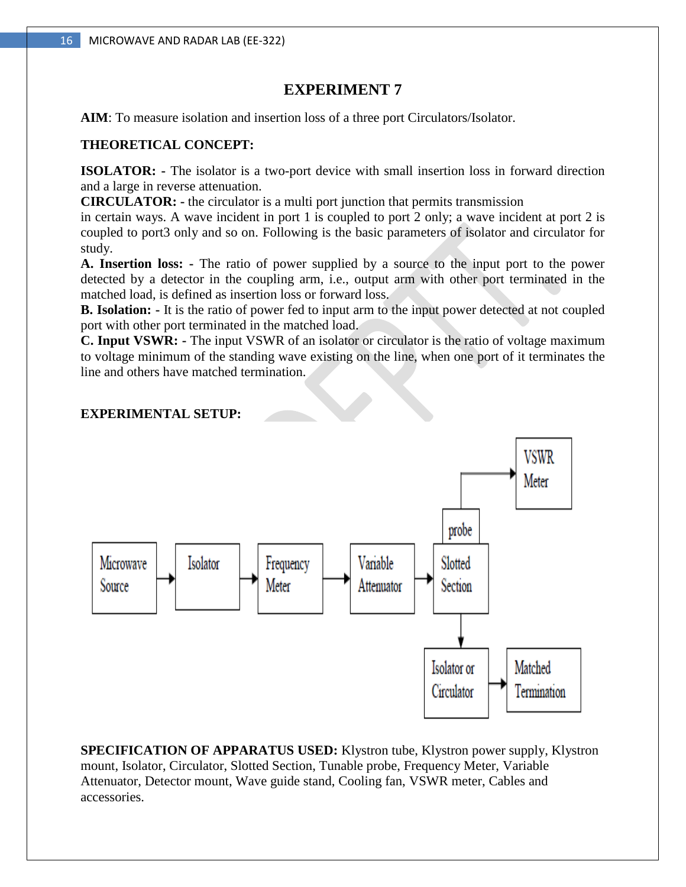# EXPERIMENT 7

**AIM**: To measure isolation and insertion loss of a three port Circulators/Isolator.

**THEORETICAL CONCEPT:**

**ISOLATOR: -** The isolator is a two-port device with small insertion loss in forward direction and a large in reverse attenuation.

**CIRCULATOR: -** the circulator is a multi port junction that permits transmission in certain ways. A wave incident in port 1 is coupled to port 2 only; a wave incident at port 2 is coupled to port3 only and so on. Following is the basic parameters of isolator and circulator for study.

**A. Insertion loss: -** The ratio of power supplied by a source to the input port to the power detected by a detector in the coupling arm, i.e., output arm with other port terminated in the matched load, is defined as insertion loss or forward loss.

**B. Isolation: -** It is the ratio of power fed to input arm to the input power detected at not coupled port with other port terminated in the matched load.

**C. Input VSWR: -** The input VSWR of an isolator or circulator is the ratio of voltage maximum to voltage minimum of the standing wave existing on the line, when one port of it terminates the line and others have matched termination.

**EXPERIMENTAL SETUP:**

Microwave Source → Isolator → Frequency Meter → Variable Attenuator → Slotted Section (probe → VSWR Meter) → Isolator or Circulator → Matched Termination

**SPECIFICATION OF APPARATUS USED:** Klystron tube, Klystron power supply, Klystron mount, Isolator, Circulator, Slotted Section, Tunable probe, Frequency Meter, Variable Attenuator, Detector mount, Wave guide stand, Cooling fan, VSWR meter, Cables and accessories.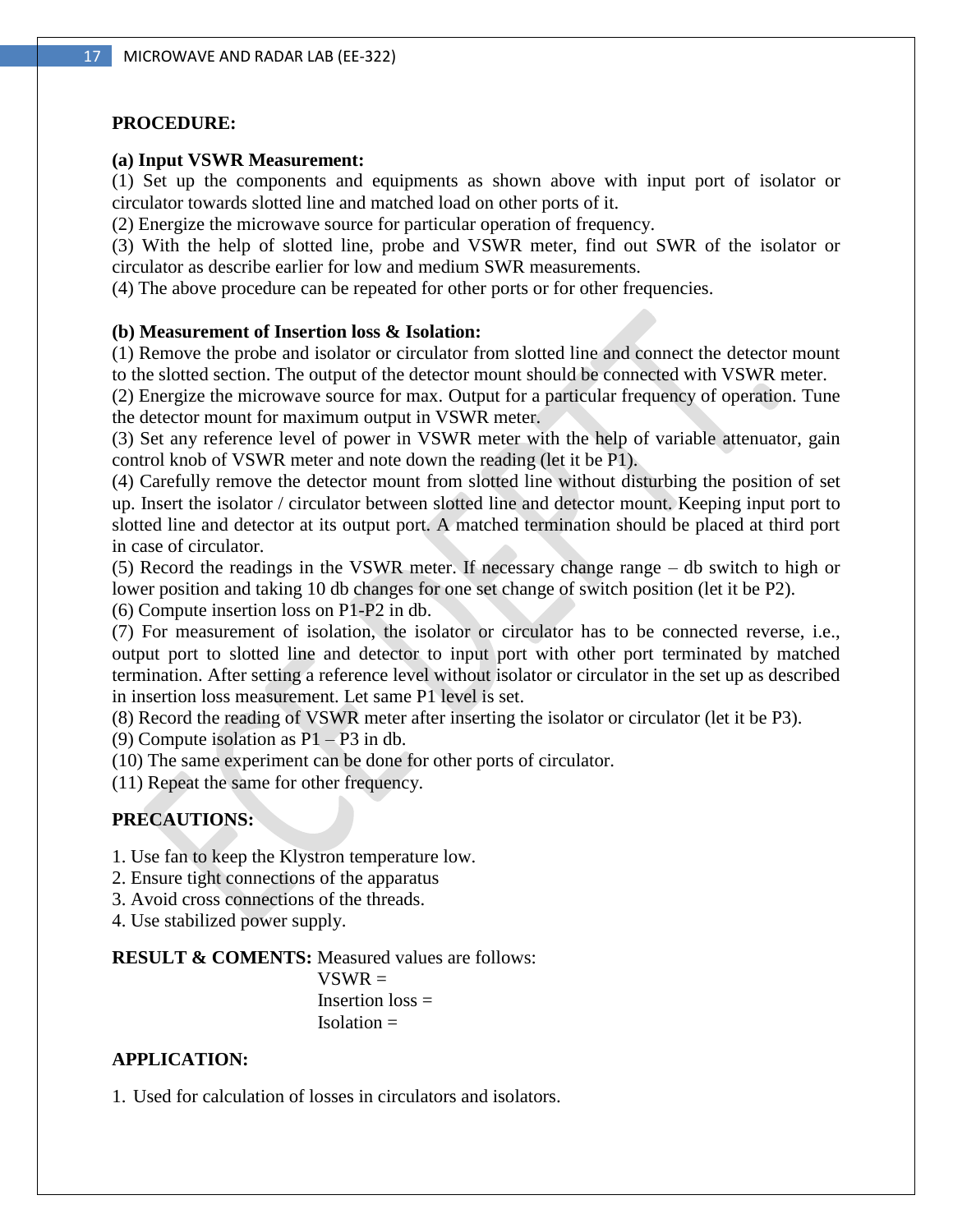**PROCEDURE:**

**(a) Input VSWR Measurement:**

(1) Set up the components and equipments as shown above with input port of isolator or circulator towards slotted line and matched load on other ports of it.
(2) Energize the microwave source for particular operation of frequency.
(3) With the help of slotted line, probe and VSWR meter, find out SWR of the isolator or circulator as describe earlier for low and medium SWR measurements.
(4) The above procedure can be repeated for other ports or for other frequencies.

**(b) Measurement of Insertion loss & Isolation:**

(1) Remove the probe and isolator or circulator from slotted line and connect the detector mount to the slotted section. The output of the detector mount should be connected with VSWR meter.
(2) Energize the microwave source for max. Output for a particular frequency of operation. Tune the detector mount for maximum output in VSWR meter.
(3) Set any reference level of power in VSWR meter with the help of variable attenuator, gain control knob of VSWR meter and note down the reading (let it be P1).
(4) Carefully remove the detector mount from slotted line without disturbing the position of set up. Insert the isolator / circulator between slotted line and detector mount. Keeping input port to slotted line and detector at its output port. A matched termination should be placed at third port in case of circulator.
(5) Record the readings in the VSWR meter. If necessary change range – db switch to high or lower position and taking 10 db changes for one set change of switch position (let it be P2).
(6) Compute insertion loss on P1-P2 in db.
(7) For measurement of isolation, the isolator or circulator has to be connected reverse, i.e., output port to slotted line and detector to input port with other port terminated by matched termination. After setting a reference level without isolator or circulator in the set up as described in insertion loss measurement. Let same P1 level is set.
(8) Record the reading of VSWR meter after inserting the isolator or circulator (let it be P3).
(9) Compute isolation as P1 – P3 in db.
(10) The same experiment can be done for other ports of circulator.
(11) Repeat the same for other frequency.

**PRECAUTIONS:**

1. Use fan to keep the Klystron temperature low.
2. Ensure tight connections of the apparatus
3. Avoid cross connections of the threads.
4. Use stabilized power supply.

**RESULT & COMENTS:** Measured values are follows:

VSWR =
Insertion loss =
Isolation =

**APPLICATION:**

1. Used for calculation of losses in circulators and isolators.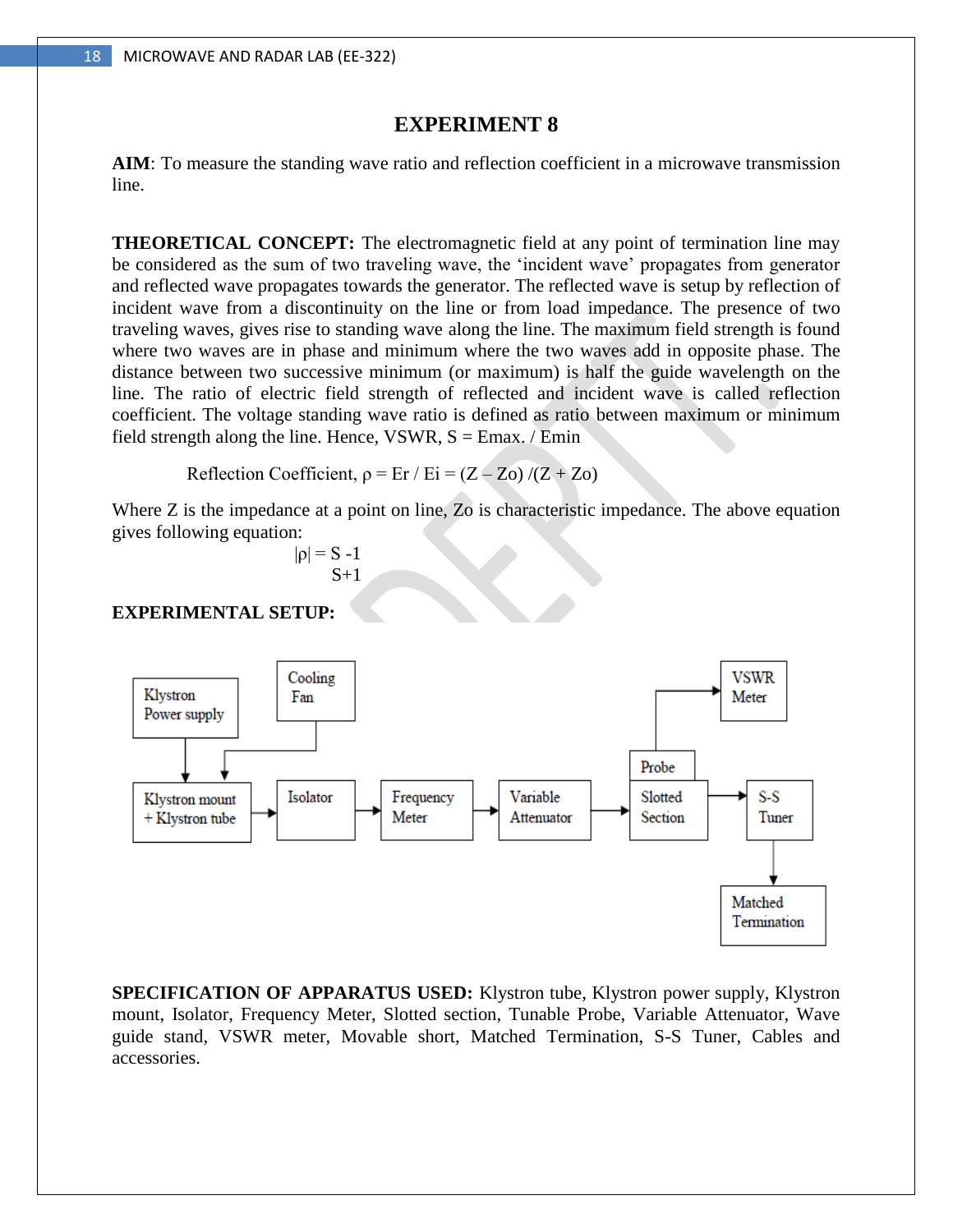# EXPERIMENT 8

**AIM**: To measure the standing wave ratio and reflection coefficient in a microwave transmission line.

**THEORETICAL CONCEPT:** The electromagnetic field at any point of termination line may be considered as the sum of two traveling wave, the 'incident wave' propagates from generator and reflected wave propagates towards the generator. The reflected wave is setup by reflection of incident wave from a discontinuity on the line or from load impedance. The presence of two traveling waves, gives rise to standing wave along the line. The maximum field strength is found where two waves are in phase and minimum where the two waves add in opposite phase. The distance between two successive minimum (or maximum) is half the guide wavelength on the line. The ratio of electric field strength of reflected and incident wave is called reflection coefficient. The voltage standing wave ratio is defined as ratio between maximum or minimum field strength along the line. Hence, VSWR, $S = E_{max} / E_{min}$

$$\text{Reflection Coefficient, } \rho = E_r / E_i = (Z - Z_o) / (Z + Z_o)$$

Where Z is the impedance at a point on line, Zo is characteristic impedance. The above equation gives following equation:

$$|\rho| = \frac{S - 1}{S + 1}$$

**EXPERIMENTAL SETUP:**

Klystron Power supply → Klystron mount + Klystron tube ← Cooling Fan

Klystron mount + Klystron tube → Isolator → Frequency Meter → Variable Attenuator → Slotted Section (Probe → VSWR Meter) → S-S Tuner → Matched Termination

**SPECIFICATION OF APPARATUS USED:** Klystron tube, Klystron power supply, Klystron mount, Isolator, Frequency Meter, Slotted section, Tunable Probe, Variable Attenuator, Wave guide stand, VSWR meter, Movable short, Matched Termination, S-S Tuner, Cables and accessories.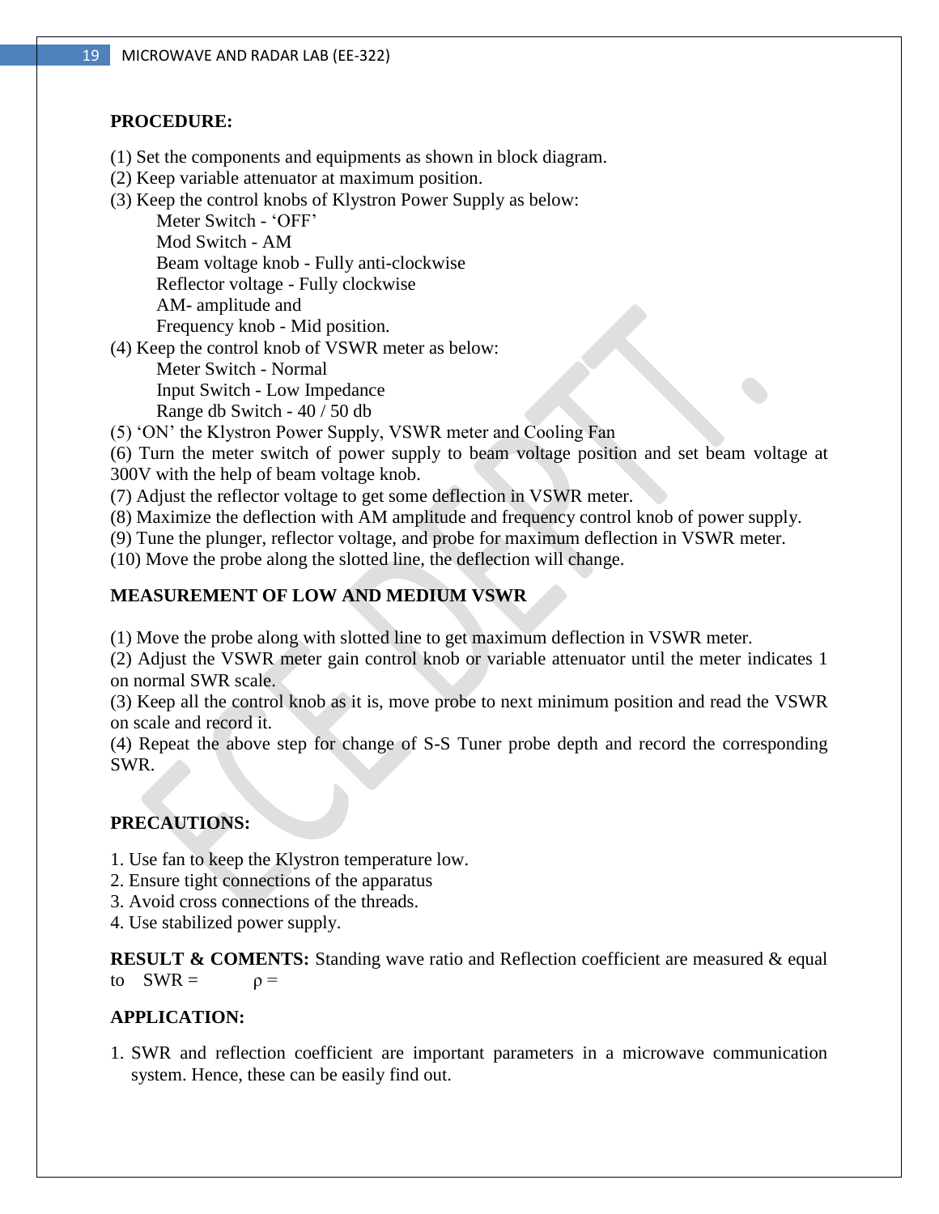**PROCEDURE:**

(1) Set the components and equipments as shown in block diagram.
(2) Keep variable attenuator at maximum position.
(3) Keep the control knobs of Klystron Power Supply as below:
  Meter Switch - 'OFF'
  Mod Switch - AM
  Beam voltage knob - Fully anti-clockwise
  Reflector voltage - Fully clockwise
  AM- amplitude and
  Frequency knob - Mid position.
(4) Keep the control knob of VSWR meter as below:
  Meter Switch - Normal
  Input Switch - Low Impedance
  Range db Switch - 40 / 50 db
(5) 'ON' the Klystron Power Supply, VSWR meter and Cooling Fan
(6) Turn the meter switch of power supply to beam voltage position and set beam voltage at 300V with the help of beam voltage knob.
(7) Adjust the reflector voltage to get some deflection in VSWR meter.
(8) Maximize the deflection with AM amplitude and frequency control knob of power supply.
(9) Tune the plunger, reflector voltage, and probe for maximum deflection in VSWR meter.
(10) Move the probe along the slotted line, the deflection will change.

**MEASUREMENT OF LOW AND MEDIUM VSWR**

(1) Move the probe along with slotted line to get maximum deflection in VSWR meter.
(2) Adjust the VSWR meter gain control knob or variable attenuator until the meter indicates 1 on normal SWR scale.
(3) Keep all the control knob as it is, move probe to next minimum position and read the VSWR on scale and record it.
(4) Repeat the above step for change of S-S Tuner probe depth and record the corresponding SWR.

**PRECAUTIONS:**

1. Use fan to keep the Klystron temperature low.
2. Ensure tight connections of the apparatus
3. Avoid cross connections of the threads.
4. Use stabilized power supply.

**RESULT & COMENTS:** Standing wave ratio and Reflection coefficient are measured & equal to SWR = $\rho =$

**APPLICATION:**

1. SWR and reflection coefficient are important parameters in a microwave communication system. Hence, these can be easily find out.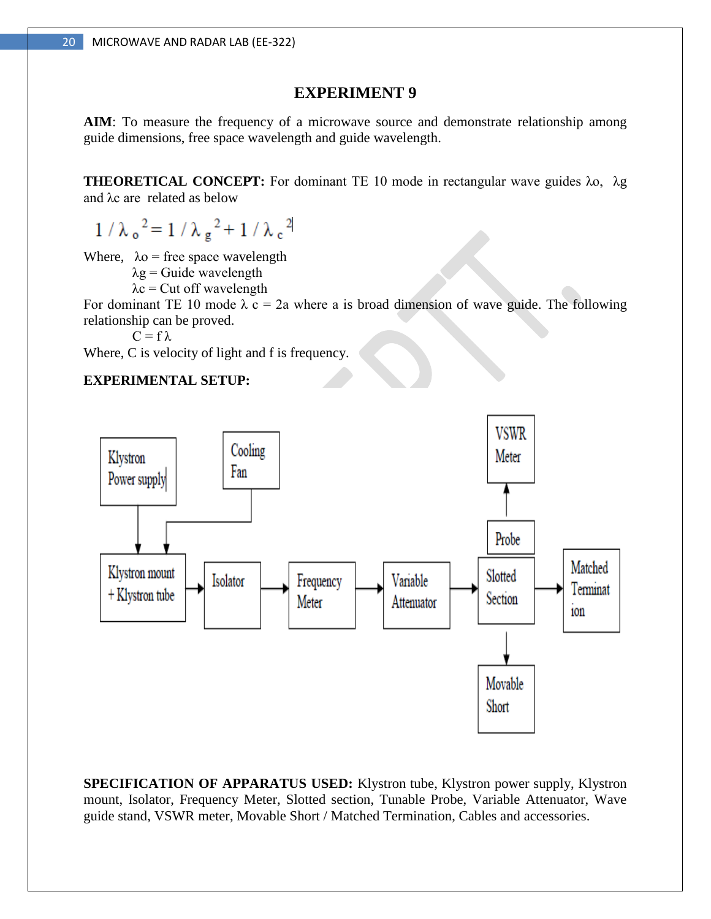# EXPERIMENT 9

**AIM**: To measure the frequency of a microwave source and demonstrate relationship among guide dimensions, free space wavelength and guide wavelength.

**THEORETICAL CONCEPT:** For dominant TE 10 mode in rectangular wave guides $\lambda_o$, $\lambda_g$ and $\lambda_c$ are related as below

$$1/\lambda_o^2 = 1/\lambda_g^2 + 1/\lambda_c^2$$

Where, $\lambda_o$ = free space wavelength

$\lambda_g$ = Guide wavelength

$\lambda_c$ = Cut off wavelength

For dominant TE 10 mode $\lambda_c = 2a$ where a is broad dimension of wave guide. The following relationship can be proved.

$C = f\lambda$

Where, C is velocity of light and f is frequency.

**EXPERIMENTAL SETUP:**

Klystron Power supply → Klystron mount + Klystron tube

Cooling Fan → Klystron mount + Klystron tube

Klystron mount + Klystron tube → Isolator → Frequency Meter → Variable Attenuator → Slotted Section → Matched Termination

Slotted Section → Probe → VSWR Meter

Slotted Section → Movable Short

**SPECIFICATION OF APPARATUS USED:** Klystron tube, Klystron power supply, Klystron mount, Isolator, Frequency Meter, Slotted section, Tunable Probe, Variable Attenuator, Wave guide stand, VSWR meter, Movable Short / Matched Termination, Cables and accessories.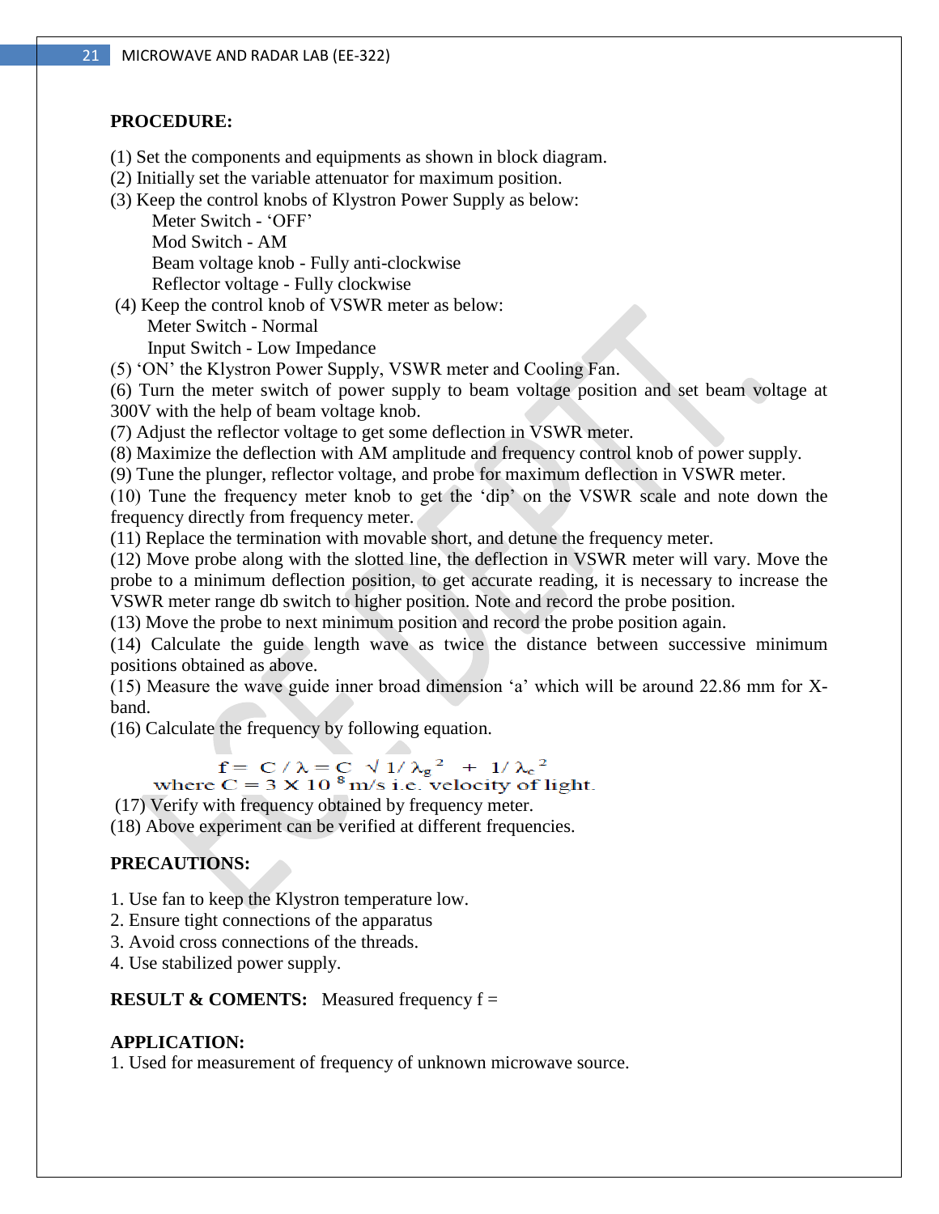**PROCEDURE:**

(1) Set the components and equipments as shown in block diagram.
(2) Initially set the variable attenuator for maximum position.
(3) Keep the control knobs of Klystron Power Supply as below:
    Meter Switch - 'OFF'
    Mod Switch - AM
    Beam voltage knob - Fully anti-clockwise
    Reflector voltage - Fully clockwise
(4) Keep the control knob of VSWR meter as below:
    Meter Switch - Normal
    Input Switch - Low Impedance
(5) 'ON' the Klystron Power Supply, VSWR meter and Cooling Fan.
(6) Turn the meter switch of power supply to beam voltage position and set beam voltage at 300V with the help of beam voltage knob.
(7) Adjust the reflector voltage to get some deflection in VSWR meter.
(8) Maximize the deflection with AM amplitude and frequency control knob of power supply.
(9) Tune the plunger, reflector voltage, and probe for maximum deflection in VSWR meter.
(10) Tune the frequency meter knob to get the 'dip' on the VSWR scale and note down the frequency directly from frequency meter.
(11) Replace the termination with movable short, and detune the frequency meter.
(12) Move probe along with the slotted line, the deflection in VSWR meter will vary. Move the probe to a minimum deflection position, to get accurate reading, it is necessary to increase the VSWR meter range db switch to higher position. Note and record the probe position.
(13) Move the probe to next minimum position and record the probe position again.
(14) Calculate the guide length wave as twice the distance between successive minimum positions obtained as above.
(15) Measure the wave guide inner broad dimension 'a' which will be around 22.86 mm for X-band.
(16) Calculate the frequency by following equation.

$$f = C / \lambda = C \sqrt{1/\lambda_g^2 + 1/\lambda_c^2}$$

where $C = 3 \times 10^8$ m/s i.e. velocity of light.

(17) Verify with frequency obtained by frequency meter.
(18) Above experiment can be verified at different frequencies.

**PRECAUTIONS:**

1. Use fan to keep the Klystron temperature low.
2. Ensure tight connections of the apparatus
3. Avoid cross connections of the threads.
4. Use stabilized power supply.

**RESULT & COMENTS:** Measured frequency f =

**APPLICATION:**
1. Used for measurement of frequency of unknown microwave source.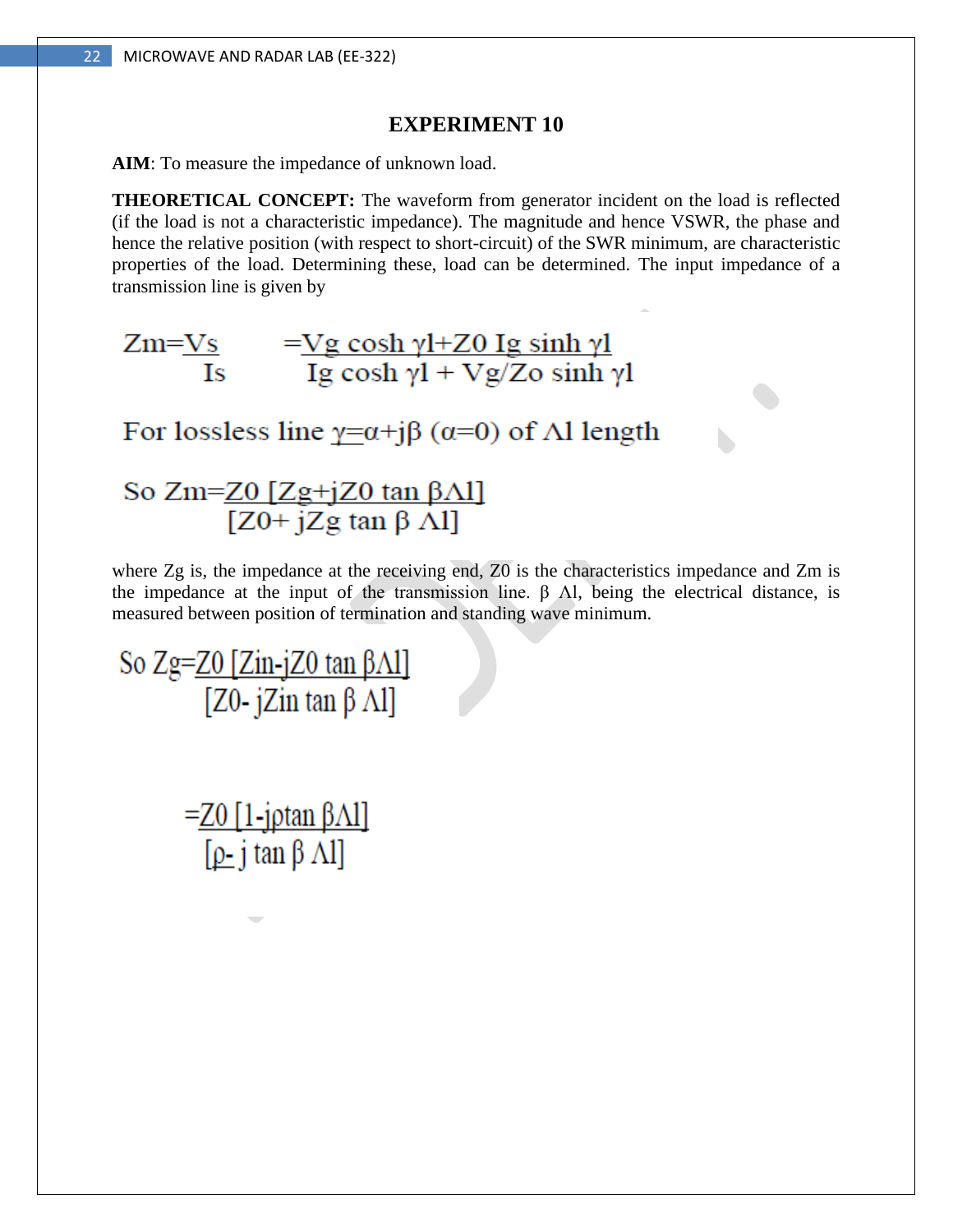# EXPERIMENT 10

**AIM**: To measure the impedance of unknown load.

**THEORETICAL CONCEPT:** The waveform from generator incident on the load is reflected (if the load is not a characteristic impedance). The magnitude and hence VSWR, the phase and hence the relative position (with respect to short-circuit) of the SWR minimum, are characteristic properties of the load. Determining these, load can be determined. The input impedance of a transmission line is given by

$$Z_m = \frac{V_s}{I_s} = \frac{V_g \cosh \gamma l + Z_0 I_g \sinh \gamma l}{I_g \cosh \gamma l + V_g/Z_o \sinh \gamma l}$$

For lossless line $\gamma = \alpha + j\beta$ ($\alpha = 0$) of $\Lambda l$ length

$$\text{So } Z_m = Z_0 \frac{[Z_g + jZ_0 \tan \beta\Lambda l]}{[Z_0 + jZ_g \tan \beta \Lambda l]}$$

where Zg is, the impedance at the receiving end, Z0 is the characteristics impedance and Zm is the impedance at the input of the transmission line. $\beta \Lambda l$, being the electrical distance, is measured between position of termination and standing wave minimum.

$$\text{So } Z_g = Z_0 \frac{[Z_{in} - jZ_0 \tan \beta\Lambda l]}{[Z_0 - jZ_{in} \tan \beta \Lambda l]}$$

$$= Z_0 \frac{[1 - j\rho \tan \beta\Lambda l]}{[\rho - j \tan \beta \Lambda l]}$$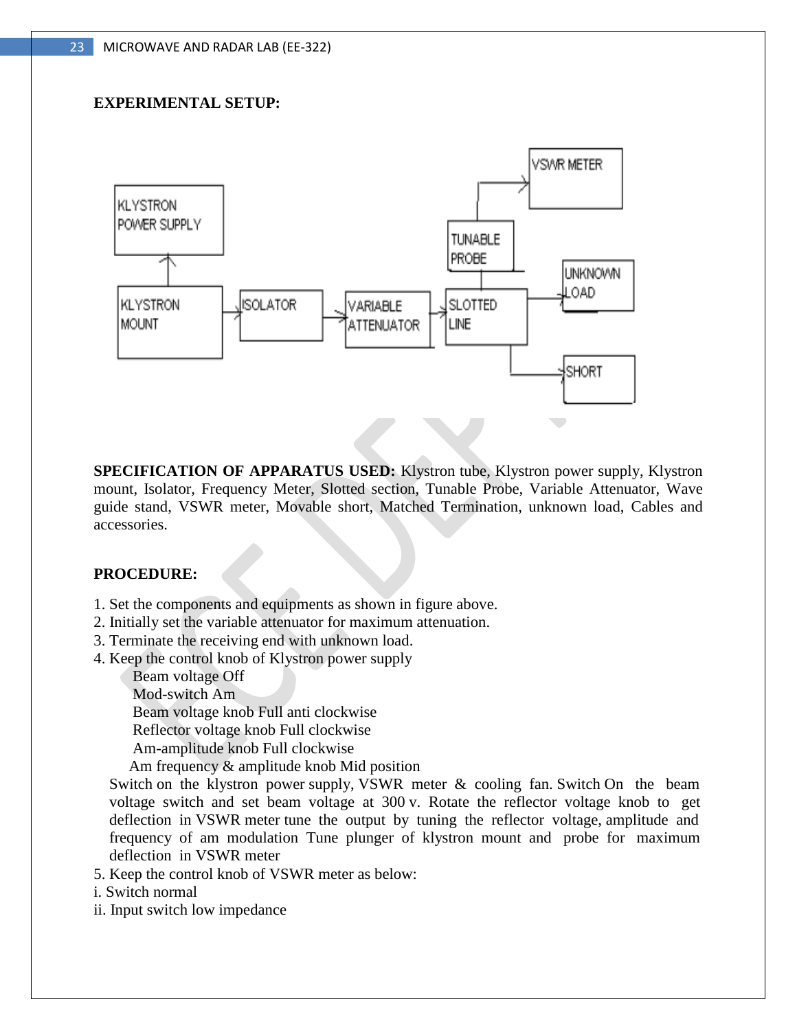**EXPERIMENTAL SETUP:**

**SPECIFICATION OF APPARATUS USED:** Klystron tube, Klystron power supply, Klystron mount, Isolator, Frequency Meter, Slotted section, Tunable Probe, Variable Attenuator, Wave guide stand, VSWR meter, Movable short, Matched Termination, unknown load, Cables and accessories.

**PROCEDURE:**

1. Set the components and equipments as shown in figure above.
2. Initially set the variable attenuator for maximum attenuation.
3. Terminate the receiving end with unknown load.
4. Keep the control knob of Klystron power supply
   - Beam voltage Off
   - Mod-switch Am
   - Beam voltage knob Full anti clockwise
   - Reflector voltage knob Full clockwise
   - Am-amplitude knob Full clockwise
   - Am frequency & amplitude knob Mid position

   Switch on the klystron power supply, VSWR meter & cooling fan. Switch On the beam voltage switch and set beam voltage at 300 v. Rotate the reflector voltage knob to get deflection in VSWR meter tune the output by tuning the reflector voltage, amplitude and frequency of am modulation Tune plunger of klystron mount and probe for maximum deflection in VSWR meter
5. Keep the control knob of VSWR meter as below:

i. Switch normal
ii. Input switch low impedance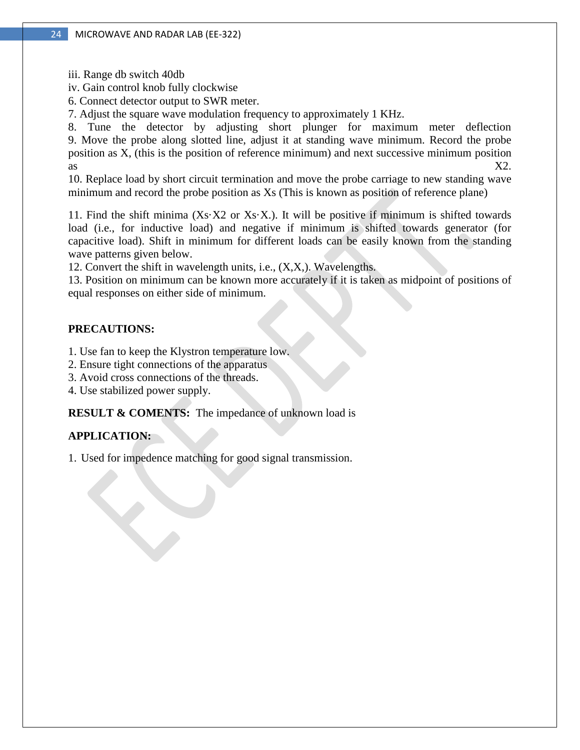iii. Range db switch 40db

iv. Gain control knob fully clockwise

6. Connect detector output to SWR meter.
7. Adjust the square wave modulation frequency to approximately 1 KHz.
8. Tune the detector by adjusting short plunger for maximum meter deflection
9. Move the probe along slotted line, adjust it at standing wave minimum. Record the probe position as X, (this is the position of reference minimum) and next successive minimum position as X2.
10. Replace load by short circuit termination and move the probe carriage to new standing wave minimum and record the probe position as Xs (This is known as position of reference plane)
11. Find the shift minima (Xs·X2 or Xs·X.). It will be positive if minimum is shifted towards load (i.e., for inductive load) and negative if minimum is shifted towards generator (for capacitive load). Shift in minimum for different loads can be easily known from the standing wave patterns given below.
12. Convert the shift in wavelength units, i.e., (X,X,). Wavelengths.
13. Position on minimum can be known more accurately if it is taken as midpoint of positions of equal responses on either side of minimum.

**PRECAUTIONS:**

1. Use fan to keep the Klystron temperature low.
2. Ensure tight connections of the apparatus
3. Avoid cross connections of the threads.
4. Use stabilized power supply.

**RESULT & COMENTS:** The impedance of unknown load is

**APPLICATION:**

1. Used for impedence matching for good signal transmission.